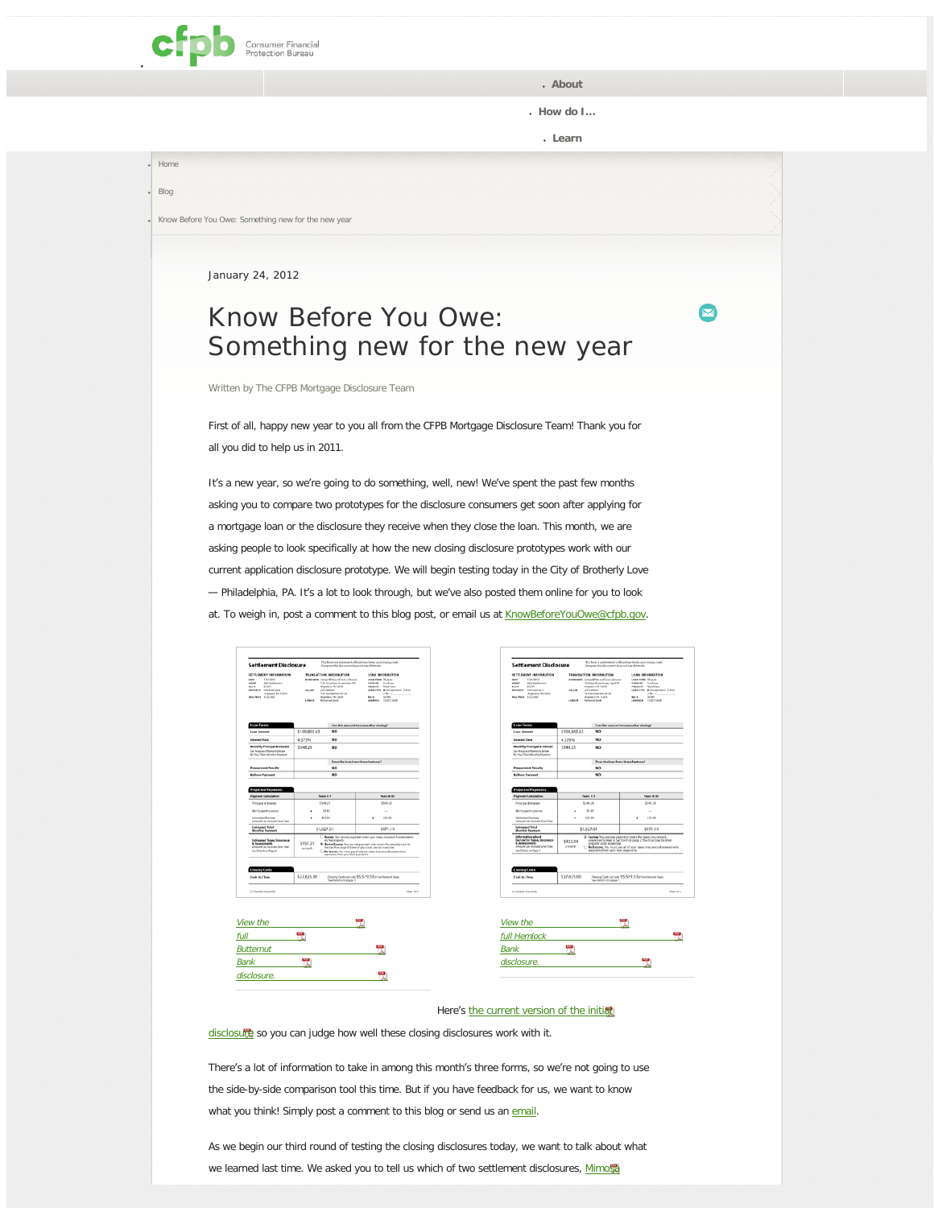Consumer Financial Protection Bureau

- About
- How do I…
- Learn

- Home
- Blog
- Know Before You Owe: Something new for the new year

January 24, 2012

# Know Before You Owe: Something new for the new year

Written by The CFPB Mortgage Disclosure Team

First of all, happy new year to you all from the CFPB Mortgage Disclosure Team! Thank you for all you did to help us in 2011.

It's a new year, so we're going to do something, well, new! We've spent the past few months asking you to compare two prototypes for the disclosure consumers get soon after applying for a mortgage loan or the disclosure they receive when they close the loan. This month, we are asking people to look specifically at how the new closing disclosure prototypes work with our current application disclosure prototype. We will begin testing today in the City of Brotherly Love — Philadelphia, PA. It's a lot to look through, but we've also posted them online for you to look at. To weigh in, post a comment to this blog post, or email us at KnowBeforeYouOwe@cfpb.gov.

View the full Butternut Bank disclosure.

View the full Hemlock Bank disclosure.

Here's the current version of the initial disclosure so you can judge how well these closing disclosures work with it.

There's a lot of information to take in among this month's three forms, so we're not going to use the side-by-side comparison tool this time. But if you have feedback for us, we want to know what you think! Simply post a comment to this blog or send us an email.

As we begin our third round of testing the closing disclosures today, we want to talk about what we learned last time. We asked you to tell us which of two settlement disclosures, Mimosa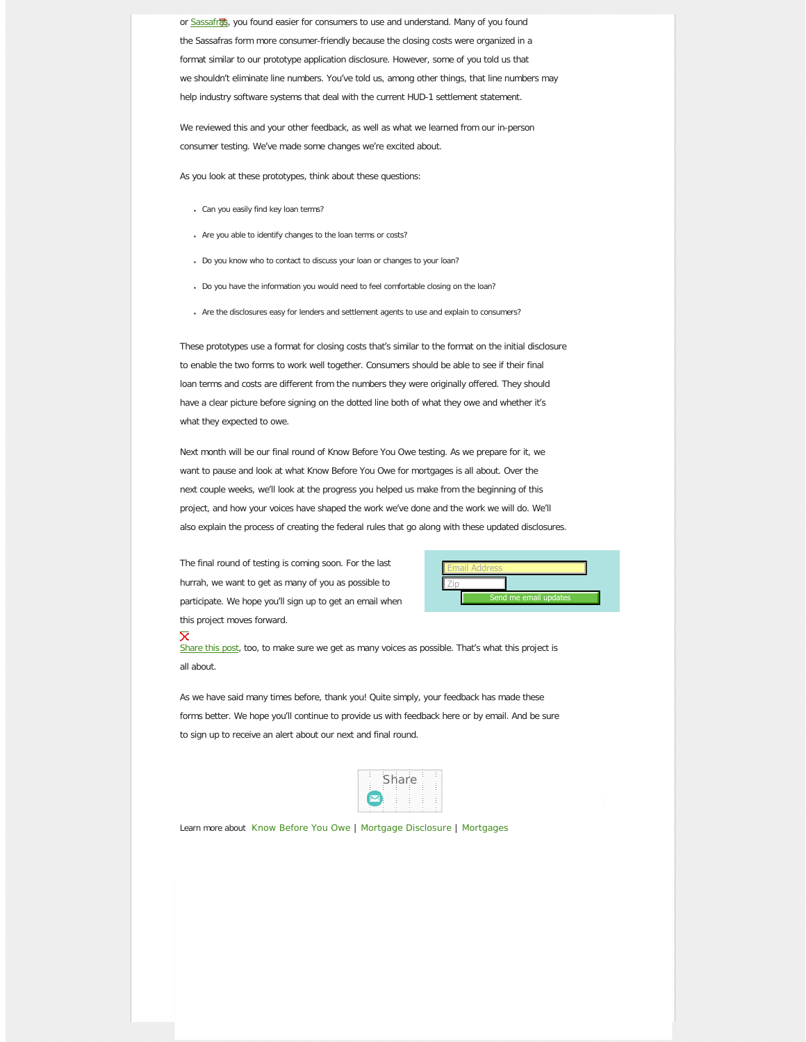or Sassafras, you found easier for consumers to use and understand. Many of you found the Sassafras form more consumer-friendly because the closing costs were organized in a format similar to our prototype application disclosure. However, some of you told us that we shouldn't eliminate line numbers. You've told us, among other things, that line numbers may help industry software systems that deal with the current HUD-1 settlement statement.

We reviewed this and your other feedback, as well as what we learned from our in-person consumer testing. We've made some changes we're excited about.

As you look at these prototypes, think about these questions:

- Can you easily find key loan terms?
- Are you able to identify changes to the loan terms or costs?
- Do you know who to contact to discuss your loan or changes to your loan?
- Do you have the information you would need to feel comfortable closing on the loan?
- Are the disclosures easy for lenders and settlement agents to use and explain to consumers?

These prototypes use a format for closing costs that's similar to the format on the initial disclosure to enable the two forms to work well together. Consumers should be able to see if their final loan terms and costs are different from the numbers they were originally offered. They should have a clear picture before signing on the dotted line both of what they owe and whether it's what they expected to owe.

Next month will be our final round of Know Before You Owe testing. As we prepare for it, we want to pause and look at what Know Before You Owe for mortgages is all about. Over the next couple weeks, we'll look at the progress you helped us make from the beginning of this project, and how your voices have shaped the work we've done and the work we will do. We'll also explain the process of creating the federal rules that go along with these updated disclosures.

The final round of testing is coming soon. For the last hurrah, we want to get as many of you as possible to participate. We hope you'll sign up to get an email when this project moves forward.

Email Address

Zip

Send me email updates

Share this post, too, to make sure we get as many voices as possible. That's what this project is all about.

As we have said many times before, thank you! Quite simply, your feedback has made these forms better. We hope you'll continue to provide us with feedback here or by email. And be sure to sign up to receive an alert about our next and final round.

Share

Learn more about Know Before You Owe | Mortgage Disclosure | Mortgages